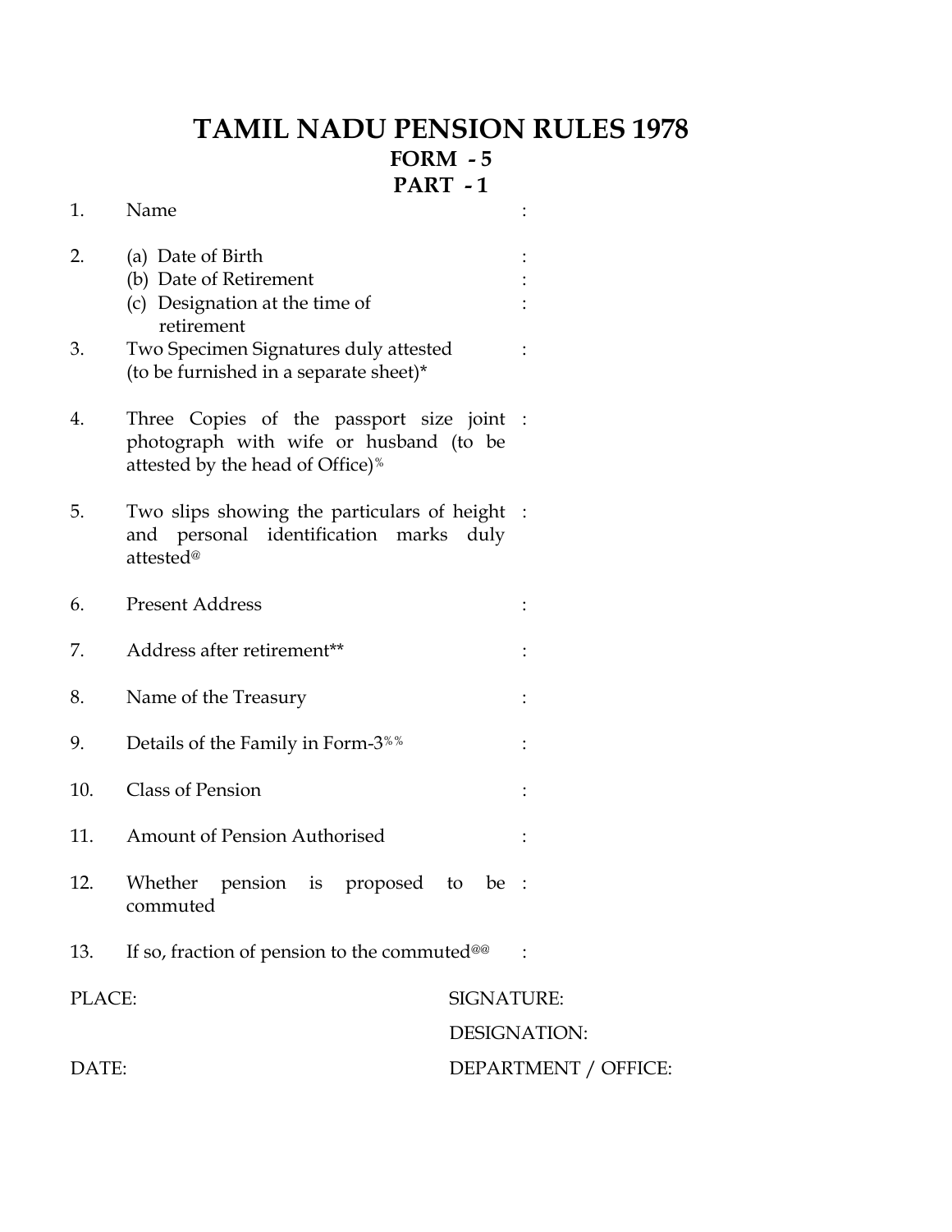# TAMIL NADU PENSION RULES 1978

## FORM - 5

## PART - 1

| | | |
|---|---|---|
| 1. | Name | : |
| 2. | (a) Date of Birth | : |
| | (b) Date of Retirement | : |
| | (c) Designation at the time of retirement | : |
| 3. | Two Specimen Signatures duly attested (to be furnished in a separate sheet)* | : |
| 4. | Three Copies of the passport size joint photograph with wife or husband (to be attested by the head of Office)% | : |
| 5. | Two slips showing the particulars of height and personal identification marks duly attested@ | : |
| 6. | Present Address | : |
| 7. | Address after retirement** | : |
| 8. | Name of the Treasury | : |
| 9. | Details of the Family in Form-3%% | : |
| 10. | Class of Pension | : |
| 11. | Amount of Pension Authorised | : |
| 12. | Whether pension is proposed to be commuted | : |
| 13. | If so, fraction of pension to the commuted@@ | : |

PLACE: SIGNATURE:

DESIGNATION:

DATE: DEPARTMENT / OFFICE: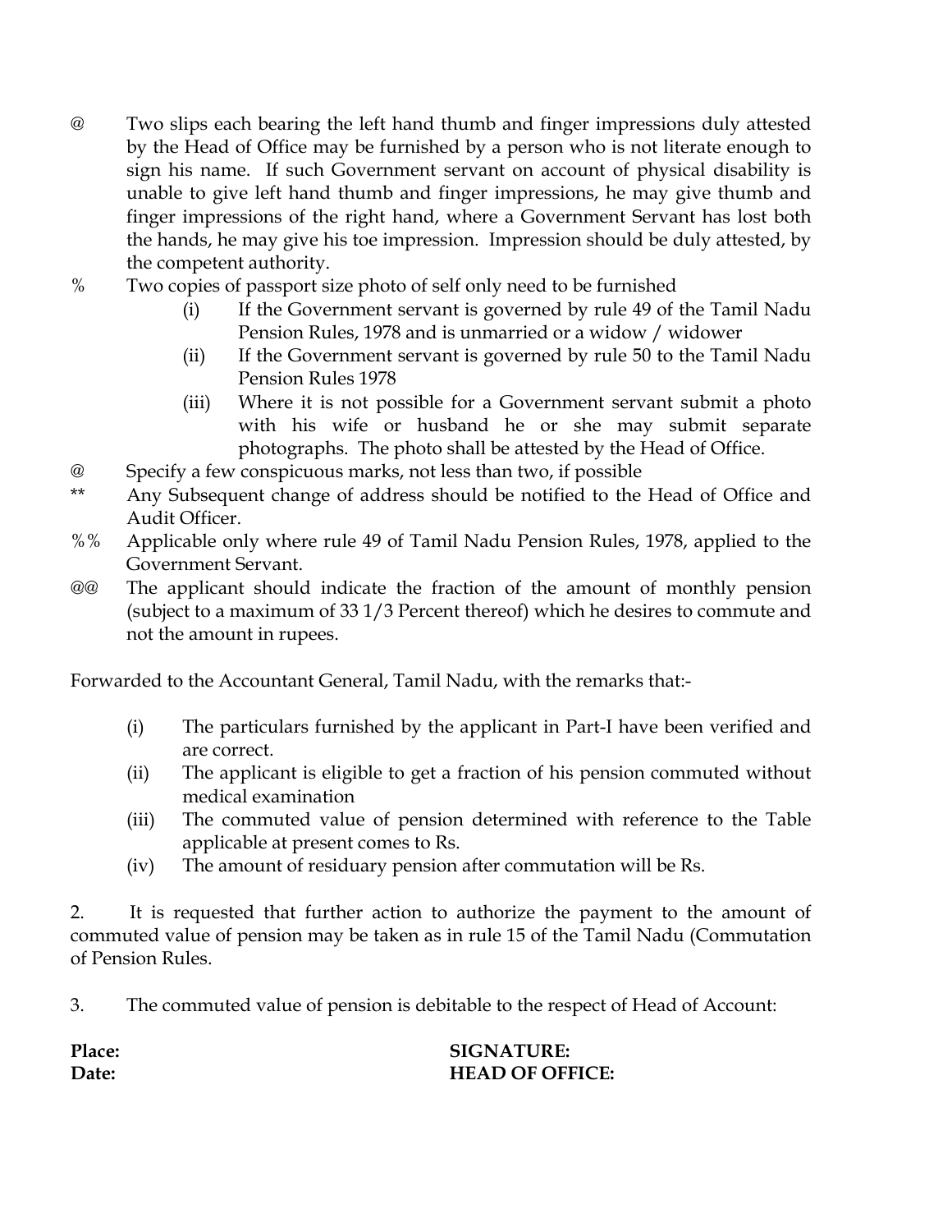@ Two slips each bearing the left hand thumb and finger impressions duly attested by the Head of Office may be furnished by a person who is not literate enough to sign his name. If such Government servant on account of physical disability is unable to give left hand thumb and finger impressions, he may give thumb and finger impressions of the right hand, where a Government Servant has lost both the hands, he may give his toe impression. Impression should be duly attested, by the competent authority.

% Two copies of passport size photo of self only need to be furnished

- (i) If the Government servant is governed by rule 49 of the Tamil Nadu Pension Rules, 1978 and is unmarried or a widow / widower
- (ii) If the Government servant is governed by rule 50 to the Tamil Nadu Pension Rules 1978
- (iii) Where it is not possible for a Government servant submit a photo with his wife or husband he or she may submit separate photographs. The photo shall be attested by the Head of Office.

@ Specify a few conspicuous marks, not less than two, if possible

** Any Subsequent change of address should be notified to the Head of Office and Audit Officer.

%% Applicable only where rule 49 of Tamil Nadu Pension Rules, 1978, applied to the Government Servant.

@@ The applicant should indicate the fraction of the amount of monthly pension (subject to a maximum of 33 1/3 Percent thereof) which he desires to commute and not the amount in rupees.

Forwarded to the Accountant General, Tamil Nadu, with the remarks that:-

- (i) The particulars furnished by the applicant in Part-I have been verified and are correct.
- (ii) The applicant is eligible to get a fraction of his pension commuted without medical examination
- (iii) The commuted value of pension determined with reference to the Table applicable at present comes to Rs.
- (iv) The amount of residuary pension after commutation will be Rs.

2. It is requested that further action to authorize the payment to the amount of commuted value of pension may be taken as in rule 15 of the Tamil Nadu (Commutation of Pension Rules.

3. The commuted value of pension is debitable to the respect of Head of Account:

**Place:** **SIGNATURE:**

**Date:** **HEAD OF OFFICE:**